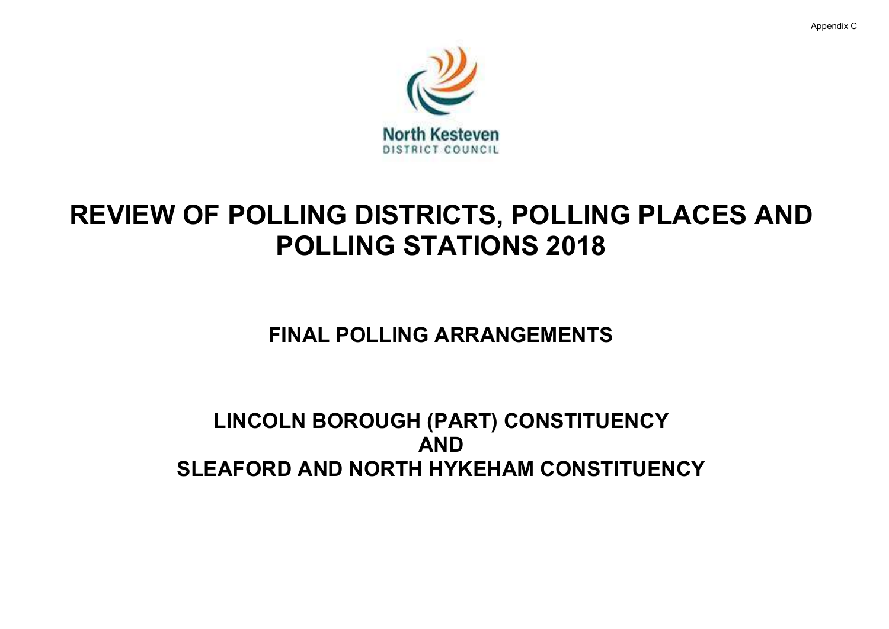Appendix C

North Kesteven
DISTRICT COUNCIL

# REVIEW OF POLLING DISTRICTS, POLLING PLACES AND POLLING STATIONS 2018

## FINAL POLLING ARRANGEMENTS

## LINCOLN BOROUGH (PART) CONSTITUENCY
## AND
## SLEAFORD AND NORTH HYKEHAM CONSTITUENCY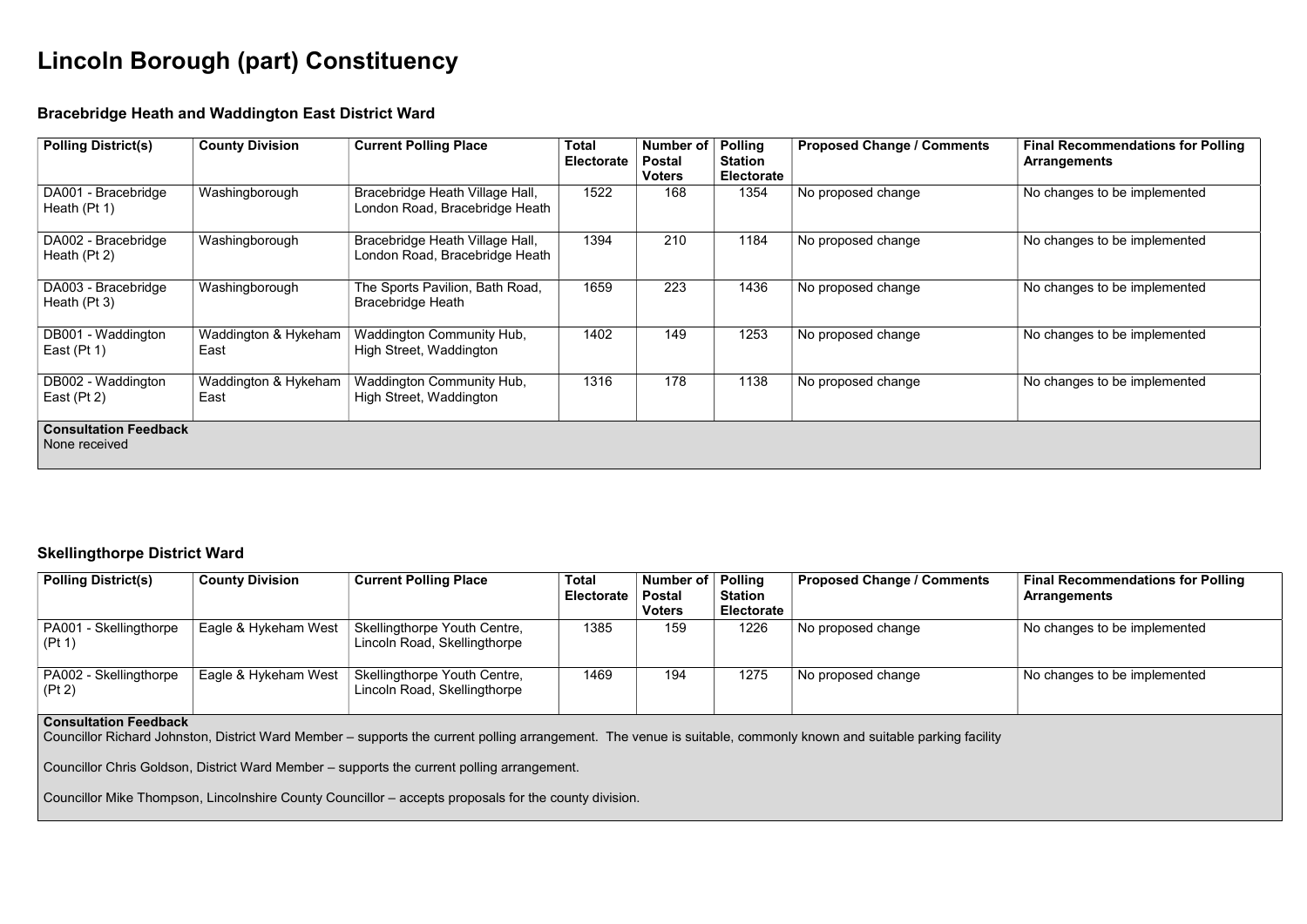# Lincoln Borough (part) Constituency

## Bracebridge Heath and Waddington East District Ward

| Polling District(s) | County Division | Current Polling Place | Total Electorate | Number of Postal Voters | Polling Station Electorate | Proposed Change / Comments | Final Recommendations for Polling Arrangements |
|---|---|---|---|---|---|---|---|
| DA001 - Bracebridge Heath (Pt 1) | Washingborough | Bracebridge Heath Village Hall, London Road, Bracebridge Heath | 1522 | 168 | 1354 | No proposed change | No changes to be implemented |
| DA002 - Bracebridge Heath (Pt 2) | Washingborough | Bracebridge Heath Village Hall, London Road, Bracebridge Heath | 1394 | 210 | 1184 | No proposed change | No changes to be implemented |
| DA003 - Bracebridge Heath (Pt 3) | Washingborough | The Sports Pavilion, Bath Road, Bracebridge Heath | 1659 | 223 | 1436 | No proposed change | No changes to be implemented |
| DB001 - Waddington East (Pt 1) | Waddington & Hykeham East | Waddington Community Hub, High Street, Waddington | 1402 | 149 | 1253 | No proposed change | No changes to be implemented |
| DB002 - Waddington East (Pt 2) | Waddington & Hykeham East | Waddington Community Hub, High Street, Waddington | 1316 | 178 | 1138 | No proposed change | No changes to be implemented |

**Consultation Feedback**
None received

## Skellingthorpe District Ward

| Polling District(s) | County Division | Current Polling Place | Total Electorate | Number of Postal Voters | Polling Station Electorate | Proposed Change / Comments | Final Recommendations for Polling Arrangements |
|---|---|---|---|---|---|---|---|
| PA001 - Skellingthorpe (Pt 1) | Eagle & Hykeham West | Skellingthorpe Youth Centre, Lincoln Road, Skellingthorpe | 1385 | 159 | 1226 | No proposed change | No changes to be implemented |
| PA002 - Skellingthorpe (Pt 2) | Eagle & Hykeham West | Skellingthorpe Youth Centre, Lincoln Road, Skellingthorpe | 1469 | 194 | 1275 | No proposed change | No changes to be implemented |

**Consultation Feedback**

Councillor Richard Johnston, District Ward Member – supports the current polling arrangement. The venue is suitable, commonly known and suitable parking facility

Councillor Chris Goldson, District Ward Member – supports the current polling arrangement.

Councillor Mike Thompson, Lincolnshire County Councillor – accepts proposals for the county division.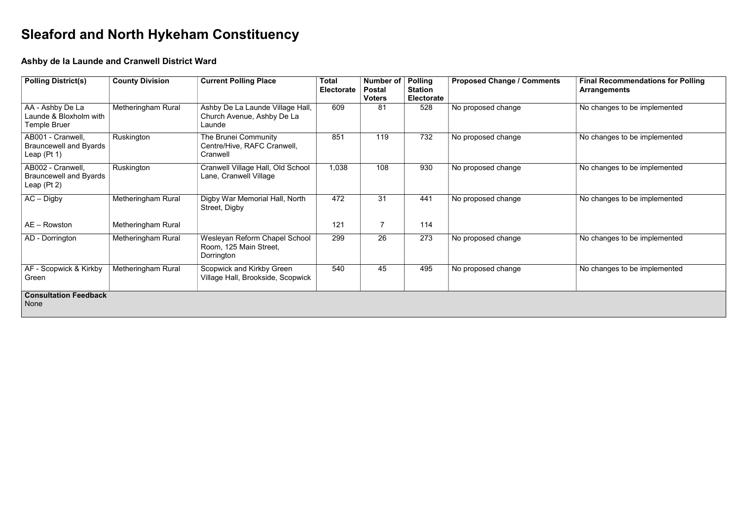# Sleaford and North Hykeham Constituency

### Ashby de la Launde and Cranwell District Ward

| Polling District(s) | County Division | Current Polling Place | Total Electorate | Number of Postal Voters | Polling Station Electorate | Proposed Change / Comments | Final Recommendations for Polling Arrangements |
|---|---|---|---|---|---|---|---|
| AA - Ashby De La Launde & Bloxholm with Temple Bruer | Metheringham Rural | Ashby De La Launde Village Hall, Church Avenue, Ashby De La Launde | 609 | 81 | 528 | No proposed change | No changes to be implemented |
| AB001 - Cranwell, Brauncewell and Byards Leap (Pt 1) | Ruskington | The Brunei Community Centre/Hive, RAFC Cranwell, Cranwell | 851 | 119 | 732 | No proposed change | No changes to be implemented |
| AB002 - Cranwell, Brauncewell and Byards Leap (Pt 2) | Ruskington | Cranwell Village Hall, Old School Lane, Cranwell Village | 1,038 | 108 | 930 | No proposed change | No changes to be implemented |
| AC – Digby | Metheringham Rural | Digby War Memorial Hall, North Street, Digby | 472 | 31 | 441 | No proposed change | No changes to be implemented |
| AE – Rowston | Metheringham Rural | | 121 | 7 | 114 | | |
| AD - Dorrington | Metheringham Rural | Wesleyan Reform Chapel School Room, 125 Main Street, Dorrington | 299 | 26 | 273 | No proposed change | No changes to be implemented |
| AF - Scopwick & Kirkby Green | Metheringham Rural | Scopwick and Kirkby Green Village Hall, Brookside, Scopwick | 540 | 45 | 495 | No proposed change | No changes to be implemented |
| **Consultation Feedback** None | | | | | | | |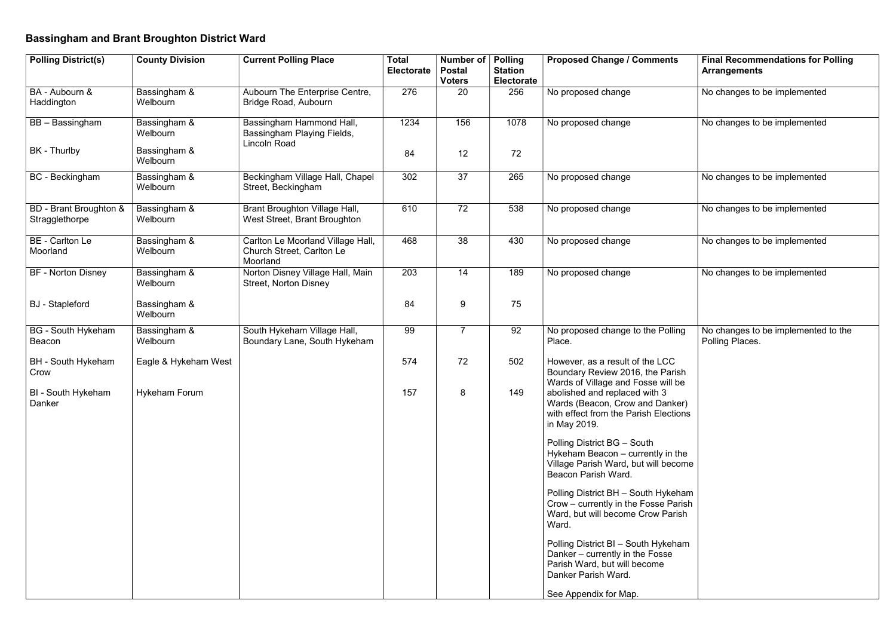## Bassingham and Brant Broughton District Ward

| Polling District(s) | County Division | Current Polling Place | Total Electorate | Number of Postal Voters | Polling Station Electorate | Proposed Change / Comments | Final Recommendations for Polling Arrangements |
|---|---|---|---|---|---|---|---|
| BA - Aubourn & Haddington | Bassingham & Welbourn | Aubourn The Enterprise Centre, Bridge Road, Aubourn | 276 | 20 | 256 | No proposed change | No changes to be implemented |
| BB – Bassingham | Bassingham & Welbourn | Bassingham Hammond Hall, Bassingham Playing Fields, Lincoln Road | 1234 | 156 | 1078 | No proposed change | No changes to be implemented |
| BK - Thurlby | Bassingham & Welbourn | | 84 | 12 | 72 | | |
| BC - Beckingham | Bassingham & Welbourn | Beckingham Village Hall, Chapel Street, Beckingham | 302 | 37 | 265 | No proposed change | No changes to be implemented |
| BD - Brant Broughton & Stragglethorpe | Bassingham & Welbourn | Brant Broughton Village Hall, West Street, Brant Broughton | 610 | 72 | 538 | No proposed change | No changes to be implemented |
| BE - Carlton Le Moorland | Bassingham & Welbourn | Carlton Le Moorland Village Hall, Church Street, Carlton Le Moorland | 468 | 38 | 430 | No proposed change | No changes to be implemented |
| BF - Norton Disney | Bassingham & Welbourn | Norton Disney Village Hall, Main Street, Norton Disney | 203 | 14 | 189 | No proposed change | No changes to be implemented |
| BJ - Stapleford | Bassingham & Welbourn | | 84 | 9 | 75 | | |
| BG - South Hykeham Beacon | Bassingham & Welbourn | South Hykeham Village Hall, Boundary Lane, South Hykeham | 99 | 7 | 92 | No proposed change to the Polling Place. | No changes to be implemented to the Polling Places. |
| BH - South Hykeham Crow | Eagle & Hykeham West | | 574 | 72 | 502 | However, as a result of the LCC Boundary Review 2016, the Parish Wards of Village and Fosse will be abolished and replaced with 3 Wards (Beacon, Crow and Danker) with effect from the Parish Elections in May 2019. | |
| BI - South Hykeham Danker | Hykeham Forum | | 157 | 8 | 149 | Polling District BG – South Hykeham Beacon – currently in the Village Parish Ward, but will become Beacon Parish Ward.<br><br>Polling District BH – South Hykeham Crow – currently in the Fosse Parish Ward, but will become Crow Parish Ward.<br><br>Polling District BI – South Hykeham Danker – currently in the Fosse Parish Ward, but will become Danker Parish Ward.<br><br>See Appendix for Map. | |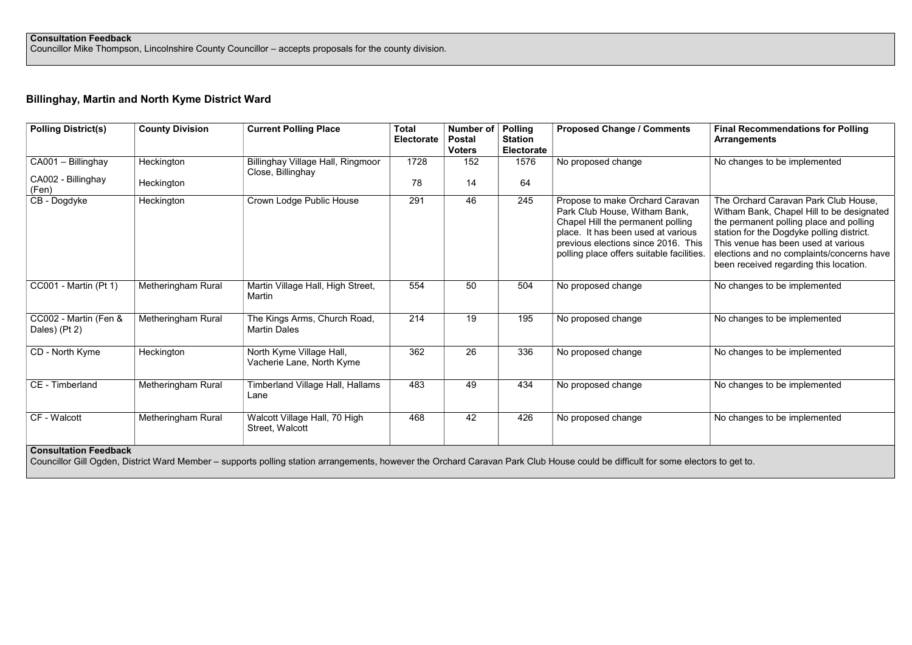**Consultation Feedback**
Councillor Mike Thompson, Lincolnshire County Councillor – accepts proposals for the county division.

## Billinghay, Martin and North Kyme District Ward

| Polling District(s) | County Division | Current Polling Place | Total Electorate | Number of Postal Voters | Polling Station Electorate | Proposed Change / Comments | Final Recommendations for Polling Arrangements |
|---|---|---|---|---|---|---|---|
| CA001 – Billinghay | Heckington | Billinghay Village Hall, Ringmoor Close, Billinghay | 1728 | 152 | 1576 | No proposed change | No changes to be implemented |
| CA002 - Billinghay (Fen) | Heckington | | 78 | 14 | 64 | | |
| CB - Dogdyke | Heckington | Crown Lodge Public House | 291 | 46 | 245 | Propose to make Orchard Caravan Park Club House, Witham Bank, Chapel Hill the permanent polling place. It has been used at various previous elections since 2016. This polling place offers suitable facilities. | The Orchard Caravan Park Club House, Witham Bank, Chapel Hill to be designated the permanent polling place and polling station for the Dogdyke polling district. This venue has been used at various elections and no complaints/concerns have been received regarding this location. |
| CC001 - Martin (Pt 1) | Metheringham Rural | Martin Village Hall, High Street, Martin | 554 | 50 | 504 | No proposed change | No changes to be implemented |
| CC002 - Martin (Fen & Dales) (Pt 2) | Metheringham Rural | The Kings Arms, Church Road, Martin Dales | 214 | 19 | 195 | No proposed change | No changes to be implemented |
| CD - North Kyme | Heckington | North Kyme Village Hall, Vacherie Lane, North Kyme | 362 | 26 | 336 | No proposed change | No changes to be implemented |
| CE - Timberland | Metheringham Rural | Timberland Village Hall, Hallams Lane | 483 | 49 | 434 | No proposed change | No changes to be implemented |
| CF - Walcott | Metheringham Rural | Walcott Village Hall, 70 High Street, Walcott | 468 | 42 | 426 | No proposed change | No changes to be implemented |

**Consultation Feedback**
Councillor Gill Ogden, District Ward Member – supports polling station arrangements, however the Orchard Caravan Park Club House could be difficult for some electors to get to.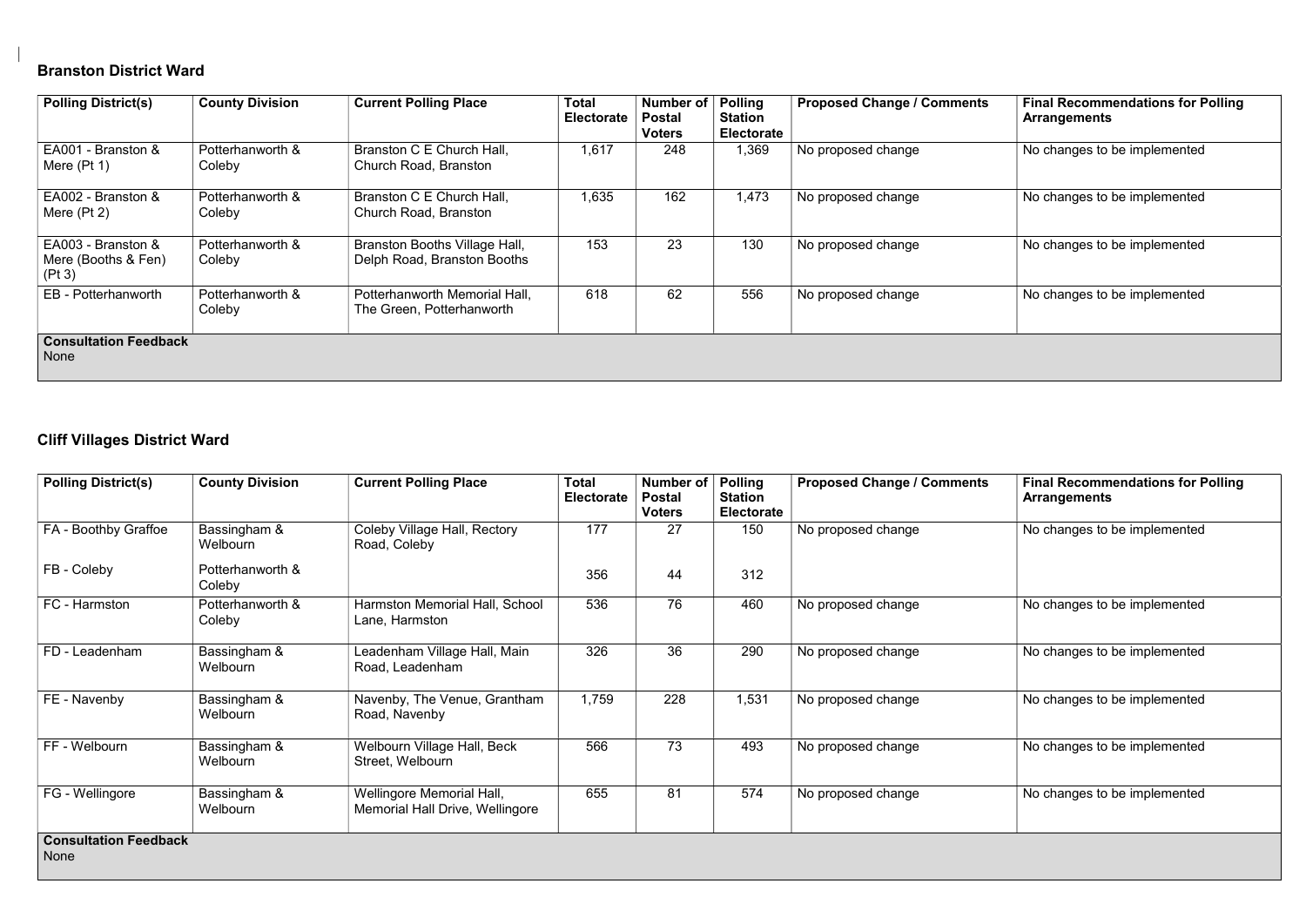## Branston District Ward

| Polling District(s) | County Division | Current Polling Place | Total Electorate | Number of Postal Voters | Polling Station Electorate | Proposed Change / Comments | Final Recommendations for Polling Arrangements |
|---|---|---|---|---|---|---|---|
| EA001 - Branston & Mere (Pt 1) | Potterhanworth & Coleby | Branston C E Church Hall, Church Road, Branston | 1,617 | 248 | 1,369 | No proposed change | No changes to be implemented |
| EA002 - Branston & Mere (Pt 2) | Potterhanworth & Coleby | Branston C E Church Hall, Church Road, Branston | 1,635 | 162 | 1,473 | No proposed change | No changes to be implemented |
| EA003 - Branston & Mere (Booths & Fen) (Pt 3) | Potterhanworth & Coleby | Branston Booths Village Hall, Delph Road, Branston Booths | 153 | 23 | 130 | No proposed change | No changes to be implemented |
| EB - Potterhanworth | Potterhanworth & Coleby | Potterhanworth Memorial Hall, The Green, Potterhanworth | 618 | 62 | 556 | No proposed change | No changes to be implemented |
| **Consultation Feedback** None | | | | | | | |

## Cliff Villages District Ward

| Polling District(s) | County Division | Current Polling Place | Total Electorate | Number of Postal Voters | Polling Station Electorate | Proposed Change / Comments | Final Recommendations for Polling Arrangements |
|---|---|---|---|---|---|---|---|
| FA - Boothby Graffoe | Bassingham & Welbourn | Coleby Village Hall, Rectory Road, Coleby | 177 | 27 | 150 | No proposed change | No changes to be implemented |
| FB - Coleby | Potterhanworth & Coleby | | 356 | 44 | 312 | | |
| FC - Harmston | Potterhanworth & Coleby | Harmston Memorial Hall, School Lane, Harmston | 536 | 76 | 460 | No proposed change | No changes to be implemented |
| FD - Leadenham | Bassingham & Welbourn | Leadenham Village Hall, Main Road, Leadenham | 326 | 36 | 290 | No proposed change | No changes to be implemented |
| FE - Navenby | Bassingham & Welbourn | Navenby, The Venue, Grantham Road, Navenby | 1,759 | 228 | 1,531 | No proposed change | No changes to be implemented |
| FF - Welbourn | Bassingham & Welbourn | Welbourn Village Hall, Beck Street, Welbourn | 566 | 73 | 493 | No proposed change | No changes to be implemented |
| FG - Wellingore | Bassingham & Welbourn | Wellingore Memorial Hall, Memorial Hall Drive, Wellingore | 655 | 81 | 574 | No proposed change | No changes to be implemented |
| **Consultation Feedback** None | | | | | | | |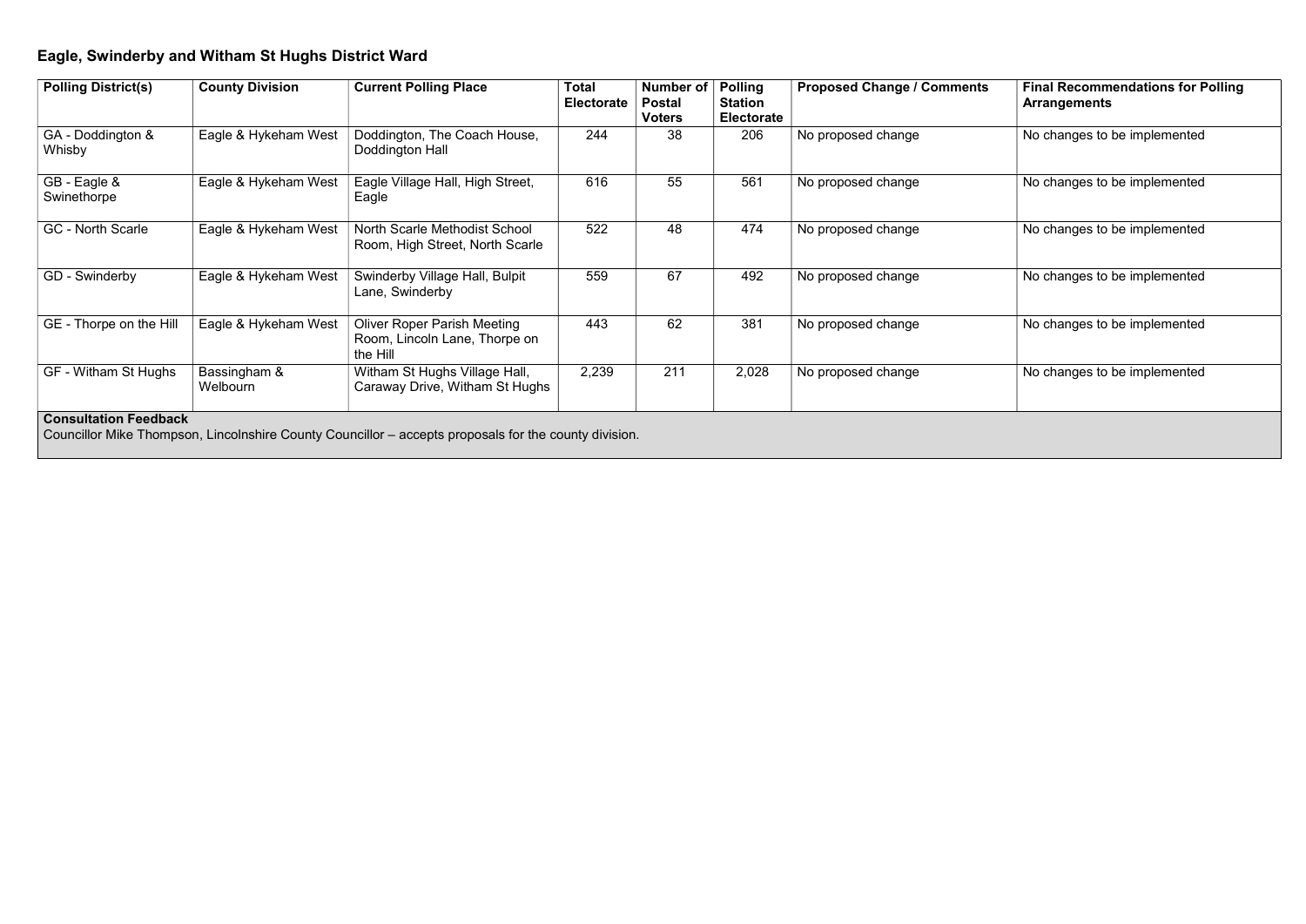## Eagle, Swinderby and Witham St Hughs District Ward

| Polling District(s) | County Division | Current Polling Place | Total Electorate | Number of Postal Voters | Polling Station Electorate | Proposed Change / Comments | Final Recommendations for Polling Arrangements |
|---|---|---|---|---|---|---|---|
| GA - Doddington & Whisby | Eagle & Hykeham West | Doddington, The Coach House, Doddington Hall | 244 | 38 | 206 | No proposed change | No changes to be implemented |
| GB - Eagle & Swinethorpe | Eagle & Hykeham West | Eagle Village Hall, High Street, Eagle | 616 | 55 | 561 | No proposed change | No changes to be implemented |
| GC - North Scarle | Eagle & Hykeham West | North Scarle Methodist School Room, High Street, North Scarle | 522 | 48 | 474 | No proposed change | No changes to be implemented |
| GD - Swinderby | Eagle & Hykeham West | Swinderby Village Hall, Bulpit Lane, Swinderby | 559 | 67 | 492 | No proposed change | No changes to be implemented |
| GE - Thorpe on the Hill | Eagle & Hykeham West | Oliver Roper Parish Meeting Room, Lincoln Lane, Thorpe on the Hill | 443 | 62 | 381 | No proposed change | No changes to be implemented |
| GF - Witham St Hughs | Bassingham & Welbourn | Witham St Hughs Village Hall, Caraway Drive, Witham St Hughs | 2,239 | 211 | 2,028 | No proposed change | No changes to be implemented |

**Consultation Feedback**

Councillor Mike Thompson, Lincolnshire County Councillor – accepts proposals for the county division.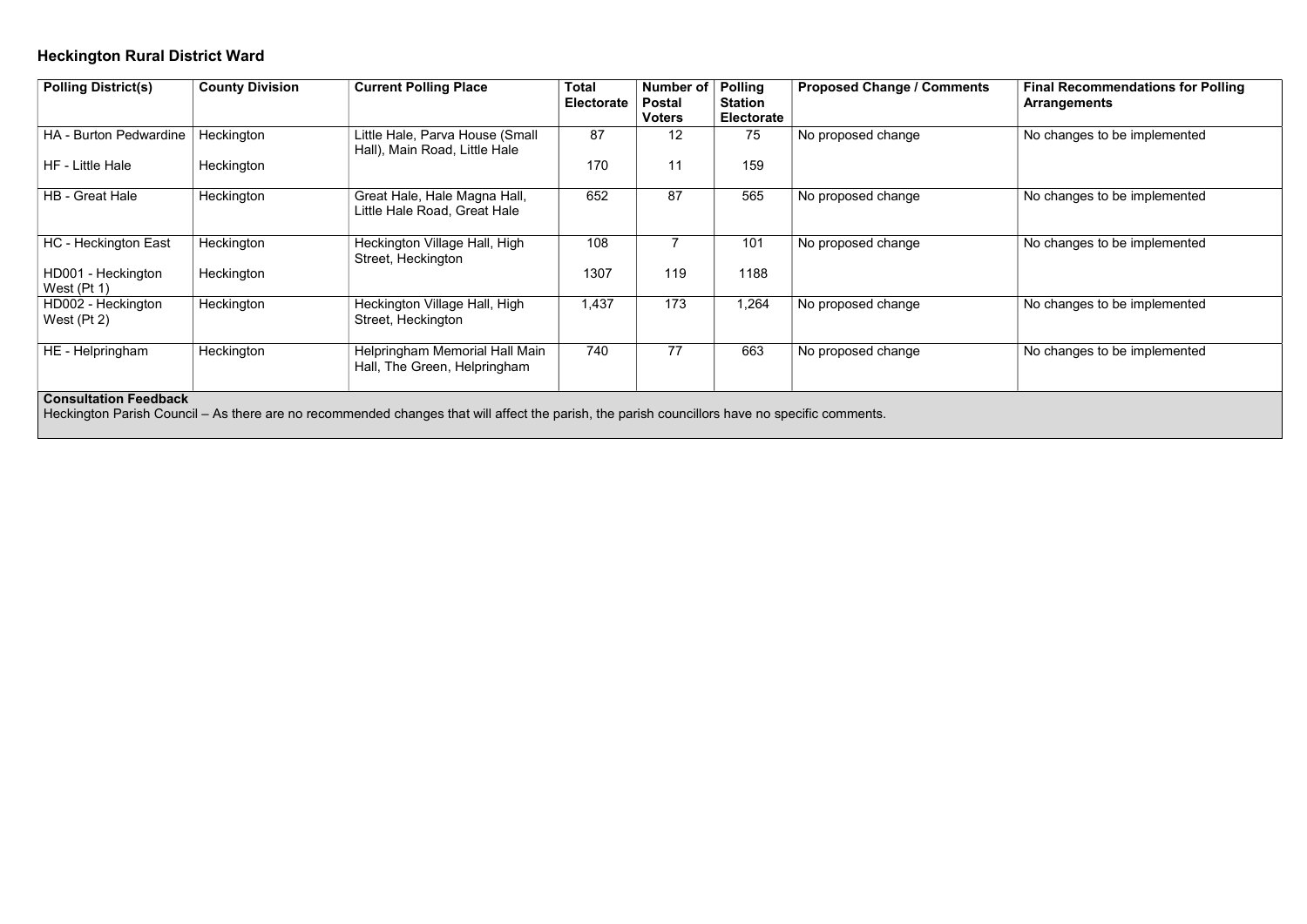## Heckington Rural District Ward

| Polling District(s) | County Division | Current Polling Place | Total Electorate | Number of Postal Voters | Polling Station Electorate | Proposed Change / Comments | Final Recommendations for Polling Arrangements |
|---|---|---|---|---|---|---|---|
| HA - Burton Pedwardine | Heckington | Little Hale, Parva House (Small Hall), Main Road, Little Hale | 87 | 12 | 75 | No proposed change | No changes to be implemented |
| HF - Little Hale | Heckington | | 170 | 11 | 159 | | |
| HB - Great Hale | Heckington | Great Hale, Hale Magna Hall, Little Hale Road, Great Hale | 652 | 87 | 565 | No proposed change | No changes to be implemented |
| HC - Heckington East | Heckington | Heckington Village Hall, High Street, Heckington | 108 | 7 | 101 | No proposed change | No changes to be implemented |
| HD001 - Heckington West (Pt 1) | Heckington | | 1307 | 119 | 1188 | | |
| HD002 - Heckington West (Pt 2) | Heckington | Heckington Village Hall, High Street, Heckington | 1,437 | 173 | 1,264 | No proposed change | No changes to be implemented |
| HE - Helpringham | Heckington | Helpringham Memorial Hall Main Hall, The Green, Helpringham | 740 | 77 | 663 | No proposed change | No changes to be implemented |

**Consultation Feedback**

Heckington Parish Council – As there are no recommended changes that will affect the parish, the parish councillors have no specific comments.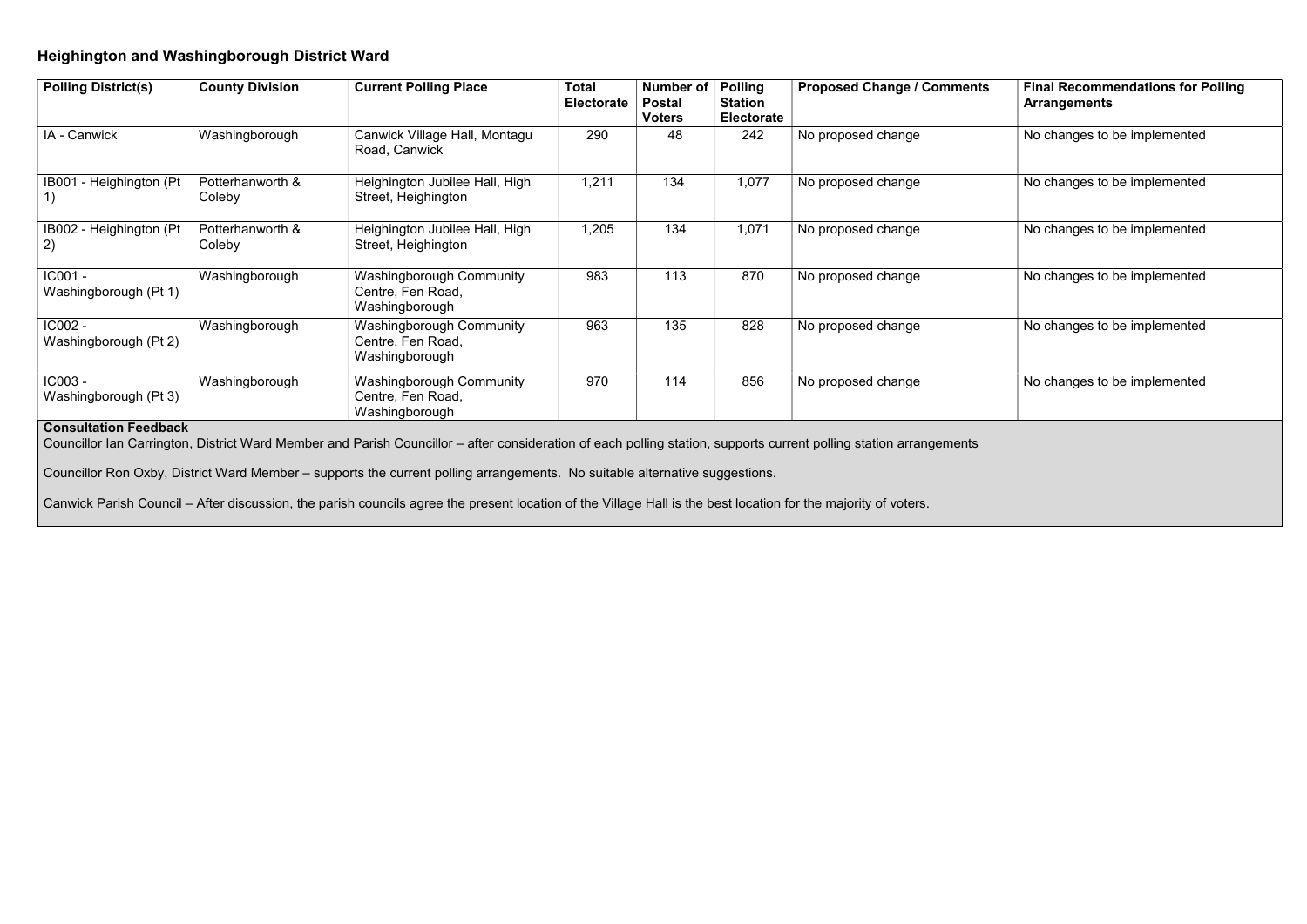## Heighington and Washingborough District Ward

| Polling District(s) | County Division | Current Polling Place | Total Electorate | Number of Postal Voters | Polling Station Electorate | Proposed Change / Comments | Final Recommendations for Polling Arrangements |
|---|---|---|---|---|---|---|---|
| IA - Canwick | Washingborough | Canwick Village Hall, Montagu Road, Canwick | 290 | 48 | 242 | No proposed change | No changes to be implemented |
| IB001 - Heighington (Pt 1) | Potterhanworth & Coleby | Heighington Jubilee Hall, High Street, Heighington | 1,211 | 134 | 1,077 | No proposed change | No changes to be implemented |
| IB002 - Heighington (Pt 2) | Potterhanworth & Coleby | Heighington Jubilee Hall, High Street, Heighington | 1,205 | 134 | 1,071 | No proposed change | No changes to be implemented |
| IC001 - Washingborough (Pt 1) | Washingborough | Washingborough Community Centre, Fen Road, Washingborough | 983 | 113 | 870 | No proposed change | No changes to be implemented |
| IC002 - Washingborough (Pt 2) | Washingborough | Washingborough Community Centre, Fen Road, Washingborough | 963 | 135 | 828 | No proposed change | No changes to be implemented |
| IC003 - Washingborough (Pt 3) | Washingborough | Washingborough Community Centre, Fen Road, Washingborough | 970 | 114 | 856 | No proposed change | No changes to be implemented |

**Consultation Feedback**

Councillor Ian Carrington, District Ward Member and Parish Councillor – after consideration of each polling station, supports current polling station arrangements

Councillor Ron Oxby, District Ward Member – supports the current polling arrangements. No suitable alternative suggestions.

Canwick Parish Council – After discussion, the parish councils agree the present location of the Village Hall is the best location for the majority of voters.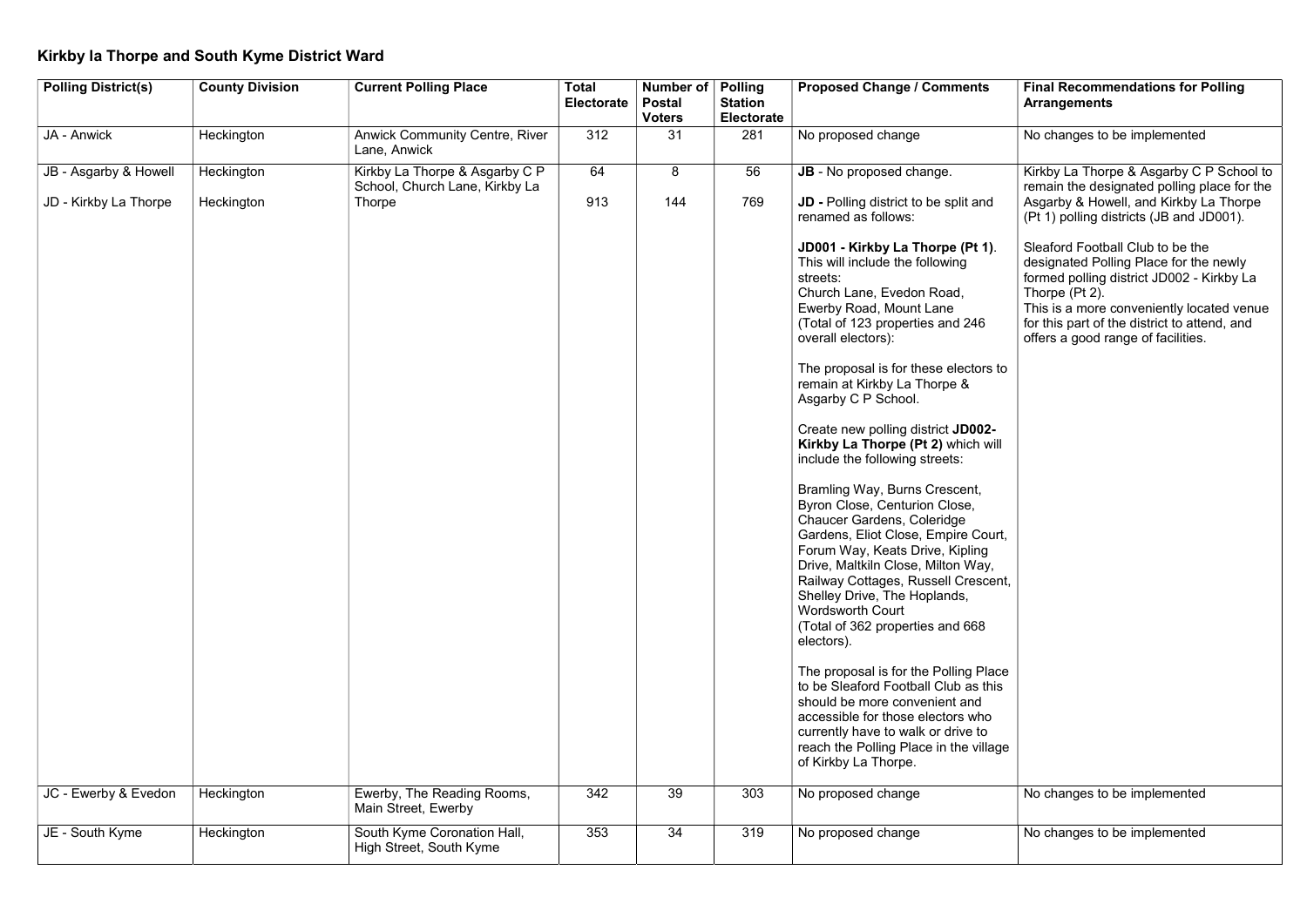## Kirkby la Thorpe and South Kyme District Ward

| Polling District(s) | County Division | Current Polling Place | Total Electorate | Number of Postal Voters | Polling Station Electorate | Proposed Change / Comments | Final Recommendations for Polling Arrangements |
|---|---|---|---|---|---|---|---|
| JA - Anwick | Heckington | Anwick Community Centre, River Lane, Anwick | 312 | 31 | 281 | No proposed change | No changes to be implemented |
| JB - Asgarby & Howell | Heckington | Kirkby La Thorpe & Asgarby C P School, Church Lane, Kirkby La Thorpe | 64 | 8 | 56 | **JB** - No proposed change. | Kirkby La Thorpe & Asgarby C P School to remain the designated polling place for the Asgarby & Howell, and Kirkby La Thorpe (Pt 1) polling districts (JB and JD001).<br><br>Sleaford Football Club to be the designated Polling Place for the newly formed polling district JD002 - Kirkby La Thorpe (Pt 2).<br>This is a more conveniently located venue for this part of the district to attend, and offers a good range of facilities. |
| JD - Kirkby La Thorpe | Heckington | | 913 | 144 | 769 | **JD -** Polling district to be split and renamed as follows:<br><br>**JD001 - Kirkby La Thorpe (Pt 1)**. This will include the following streets:<br>Church Lane, Evedon Road, Ewerby Road, Mount Lane<br>(Total of 123 properties and 246 overall electors):<br><br>The proposal is for these electors to remain at Kirkby La Thorpe & Asgarby C P School.<br><br>Create new polling district **JD002- Kirkby La Thorpe (Pt 2)** which will include the following streets:<br><br>Bramling Way, Burns Crescent, Byron Close, Centurion Close, Chaucer Gardens, Coleridge Gardens, Eliot Close, Empire Court, Forum Way, Keats Drive, Kipling Drive, Maltkiln Close, Milton Way, Railway Cottages, Russell Crescent, Shelley Drive, The Hoplands, Wordsworth Court<br>(Total of 362 properties and 668 electors).<br><br>The proposal is for the Polling Place to be Sleaford Football Club as this should be more convenient and accessible for those electors who currently have to walk or drive to reach the Polling Place in the village of Kirkby La Thorpe. | |
| JC - Ewerby & Evedon | Heckington | Ewerby, The Reading Rooms, Main Street, Ewerby | 342 | 39 | 303 | No proposed change | No changes to be implemented |
| JE - South Kyme | Heckington | South Kyme Coronation Hall, High Street, South Kyme | 353 | 34 | 319 | No proposed change | No changes to be implemented |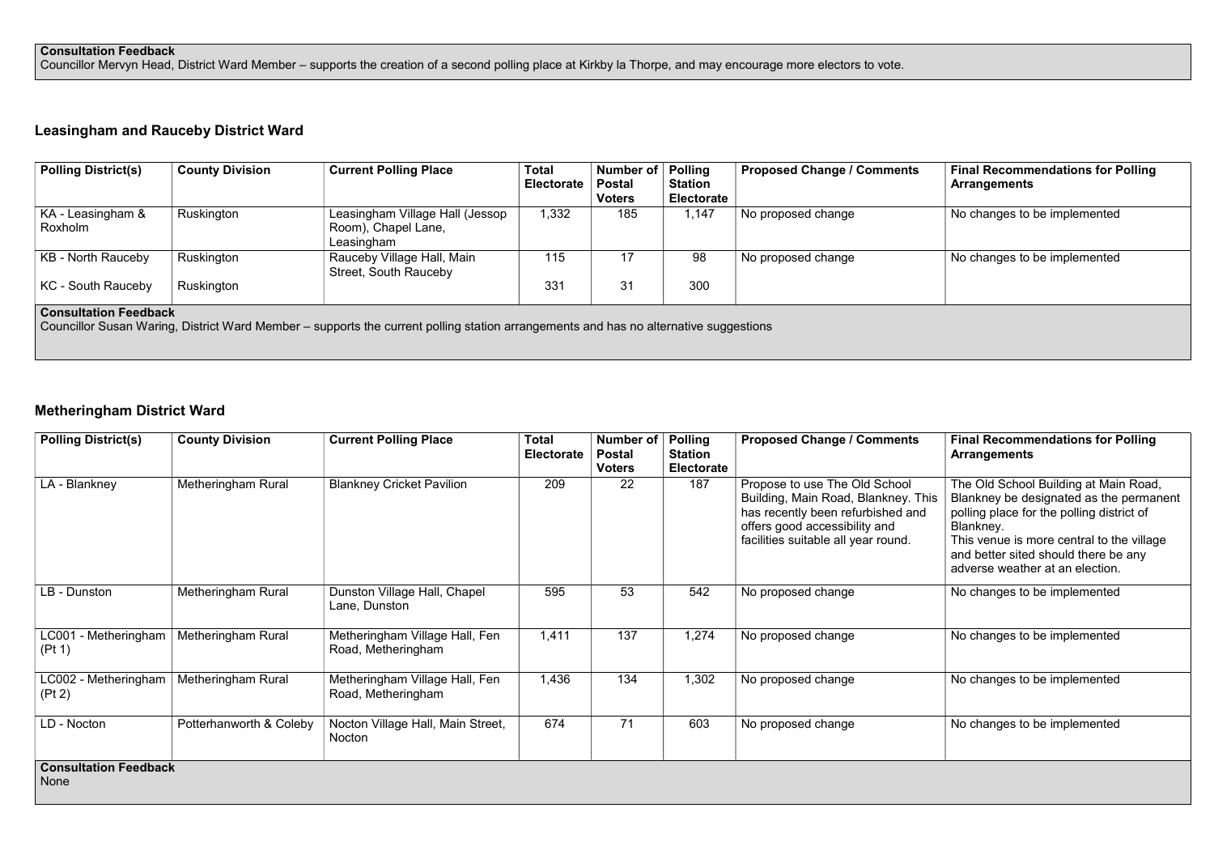**Consultation Feedback**
Councillor Mervyn Head, District Ward Member – supports the creation of a second polling place at Kirkby la Thorpe, and may encourage more electors to vote.

## Leasingham and Rauceby District Ward

| Polling District(s) | County Division | Current Polling Place | Total Electorate | Number of Postal Voters | Polling Station Electorate | Proposed Change / Comments | Final Recommendations for Polling Arrangements |
|---|---|---|---|---|---|---|---|
| KA - Leasingham & Roxholm | Ruskington | Leasingham Village Hall (Jessop Room), Chapel Lane, Leasingham | 1,332 | 185 | 1,147 | No proposed change | No changes to be implemented |
| KB - North Rauceby | Ruskington | Rauceby Village Hall, Main Street, South Rauceby | 115 | 17 | 98 | No proposed change | No changes to be implemented |
| KC - South Rauceby | Ruskington | | 331 | 31 | 300 | | |

**Consultation Feedback**
Councillor Susan Waring, District Ward Member – supports the current polling station arrangements and has no alternative suggestions

## Metheringham District Ward

| Polling District(s) | County Division | Current Polling Place | Total Electorate | Number of Postal Voters | Polling Station Electorate | Proposed Change / Comments | Final Recommendations for Polling Arrangements |
|---|---|---|---|---|---|---|---|
| LA - Blankney | Metheringham Rural | Blankney Cricket Pavilion | 209 | 22 | 187 | Propose to use The Old School Building, Main Road, Blankney. This has recently been refurbished and offers good accessibility and facilities suitable all year round. | The Old School Building at Main Road, Blankney be designated as the permanent polling place for the polling district of Blankney. This venue is more central to the village and better sited should there be any adverse weather at an election. |
| LB - Dunston | Metheringham Rural | Dunston Village Hall, Chapel Lane, Dunston | 595 | 53 | 542 | No proposed change | No changes to be implemented |
| LC001 - Metheringham (Pt 1) | Metheringham Rural | Metheringham Village Hall, Fen Road, Metheringham | 1,411 | 137 | 1,274 | No proposed change | No changes to be implemented |
| LC002 - Metheringham (Pt 2) | Metheringham Rural | Metheringham Village Hall, Fen Road, Metheringham | 1,436 | 134 | 1,302 | No proposed change | No changes to be implemented |
| LD - Nocton | Potterhanworth & Coleby | Nocton Village Hall, Main Street, Nocton | 674 | 71 | 603 | No proposed change | No changes to be implemented |

**Consultation Feedback**
None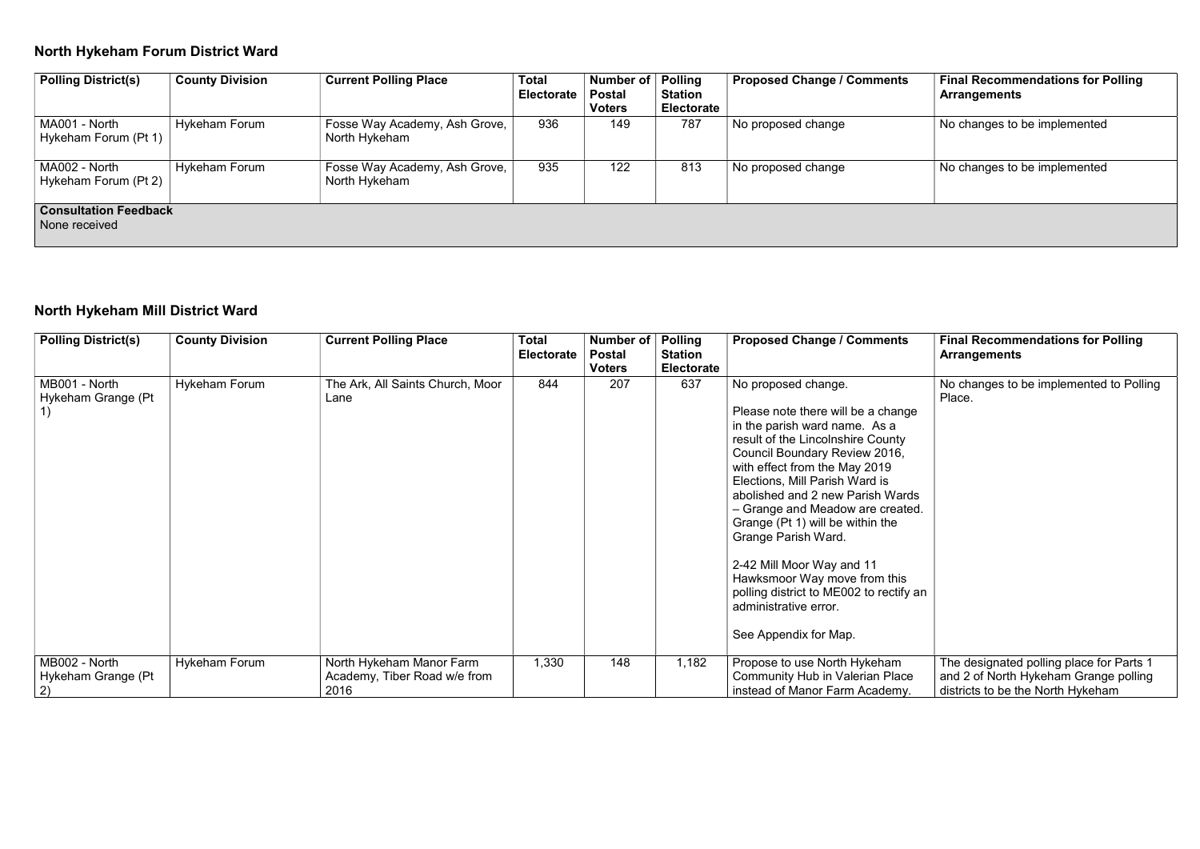## North Hykeham Forum District Ward

| Polling District(s) | County Division | Current Polling Place | Total Electorate | Number of Postal Voters | Polling Station Electorate | Proposed Change / Comments | Final Recommendations for Polling Arrangements |
|---|---|---|---|---|---|---|---|
| MA001 - North Hykeham Forum (Pt 1) | Hykeham Forum | Fosse Way Academy, Ash Grove, North Hykeham | 936 | 149 | 787 | No proposed change | No changes to be implemented |
| MA002 - North Hykeham Forum (Pt 2) | Hykeham Forum | Fosse Way Academy, Ash Grove, North Hykeham | 935 | 122 | 813 | No proposed change | No changes to be implemented |
| **Consultation Feedback** None received | | | | | | | |

## North Hykeham Mill District Ward

| Polling District(s) | County Division | Current Polling Place | Total Electorate | Number of Postal Voters | Polling Station Electorate | Proposed Change / Comments | Final Recommendations for Polling Arrangements |
|---|---|---|---|---|---|---|---|
| MB001 - North Hykeham Grange (Pt 1) | Hykeham Forum | The Ark, All Saints Church, Moor Lane | 844 | 207 | 637 | No proposed change.<br><br>Please note there will be a change in the parish ward name. As a result of the Lincolnshire County Council Boundary Review 2016, with effect from the May 2019 Elections, Mill Parish Ward is abolished and 2 new Parish Wards – Grange and Meadow are created. Grange (Pt 1) will be within the Grange Parish Ward.<br><br>2-42 Mill Moor Way and 11 Hawksmoor Way move from this polling district to ME002 to rectify an administrative error.<br><br>See Appendix for Map. | No changes to be implemented to Polling Place. |
| MB002 - North Hykeham Grange (Pt 2) | Hykeham Forum | North Hykeham Manor Farm Academy, Tiber Road w/e from 2016 | 1,330 | 148 | 1,182 | Propose to use North Hykeham Community Hub in Valerian Place instead of Manor Farm Academy. | The designated polling place for Parts 1 and 2 of North Hykeham Grange polling districts to be the North Hykeham |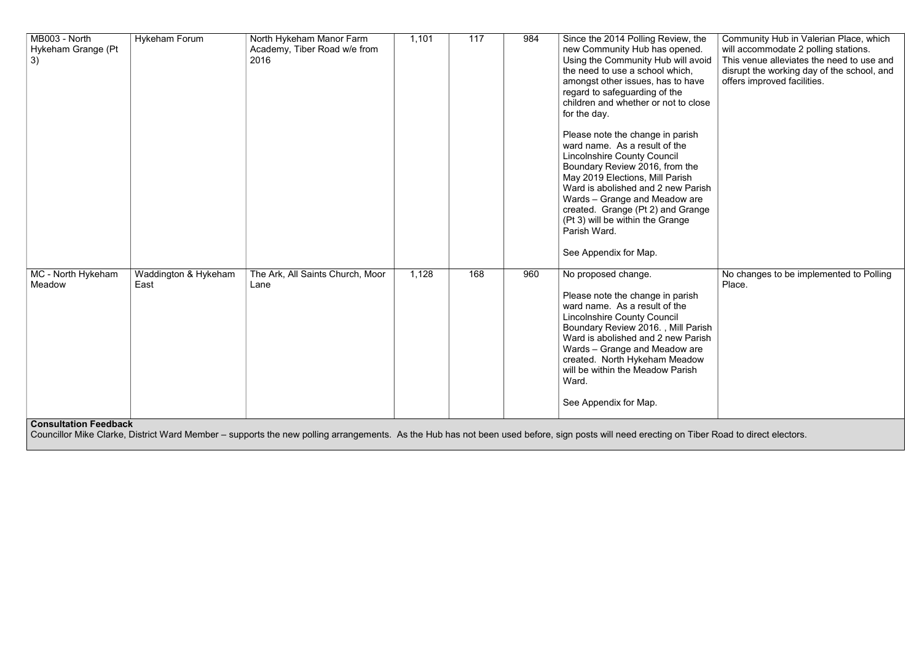| MB003 - North Hykeham Grange (Pt 3) | Hykeham Forum | North Hykeham Manor Farm Academy, Tiber Road w/e from 2016 | 1,101 | 117 | 984 | Since the 2014 Polling Review, the new Community Hub has opened. Using the Community Hub will avoid the need to use a school which, amongst other issues, has to have regard to safeguarding of the children and whether or not to close for the day.<br><br>Please note the change in parish ward name. As a result of the Lincolnshire County Council Boundary Review 2016, from the May 2019 Elections, Mill Parish Ward is abolished and 2 new Parish Wards – Grange and Meadow are created. Grange (Pt 2) and Grange (Pt 3) will be within the Grange Parish Ward.<br><br>See Appendix for Map. | Community Hub in Valerian Place, which will accommodate 2 polling stations. This venue alleviates the need to use and disrupt the working day of the school, and offers improved facilities. |
|---|---|---|---|---|---|---|---|
| MC - North Hykeham Meadow | Waddington & Hykeham East | The Ark, All Saints Church, Moor Lane | 1,128 | 168 | 960 | No proposed change.<br><br>Please note the change in parish ward name. As a result of the Lincolnshire County Council Boundary Review 2016. , Mill Parish Ward is abolished and 2 new Parish Wards – Grange and Meadow are created. North Hykeham Meadow will be within the Meadow Parish Ward.<br><br>See Appendix for Map. | No changes to be implemented to Polling Place. |

**Consultation Feedback**

Councillor Mike Clarke, District Ward Member – supports the new polling arrangements. As the Hub has not been used before, sign posts will need erecting on Tiber Road to direct electors.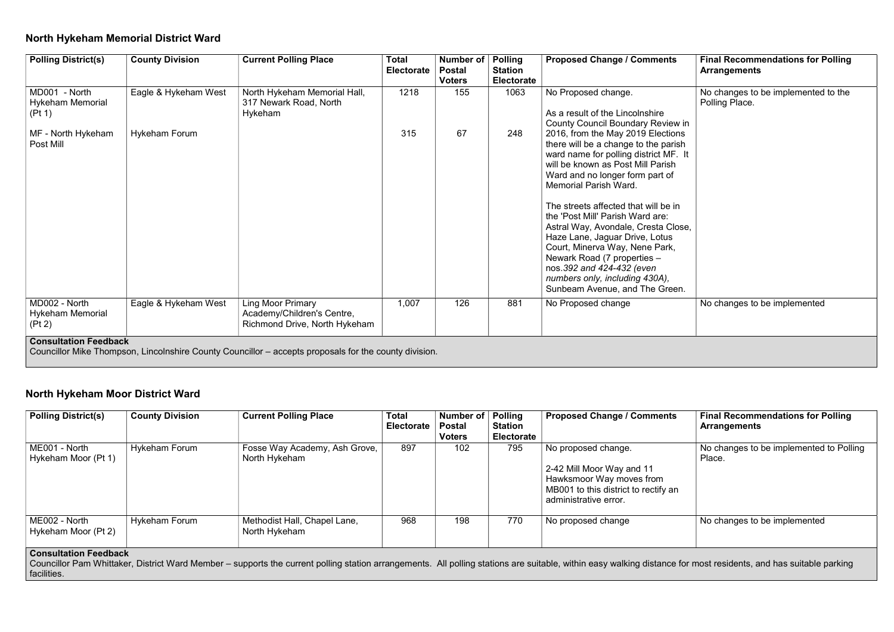## North Hykeham Memorial District Ward

| Polling District(s) | County Division | Current Polling Place | Total Electorate | Number of Postal Voters | Polling Station Electorate | Proposed Change / Comments | Final Recommendations for Polling Arrangements |
|---|---|---|---|---|---|---|---|
| MD001 - North Hykeham Memorial (Pt 1) | Eagle & Hykeham West | North Hykeham Memorial Hall, 317 Newark Road, North Hykeham | 1218 | 155 | 1063 | No Proposed change.<br><br>As a result of the Lincolnshire County Council Boundary Review in 2016, from the May 2019 Elections there will be a change to the parish ward name for polling district MF. It will be known as Post Mill Parish Ward and no longer form part of Memorial Parish Ward.<br><br>The streets affected that will be in the 'Post Mill' Parish Ward are: Astral Way, Avondale, Cresta Close, Haze Lane, Jaguar Drive, Lotus Court, Minerva Way, Nene Park, Newark Road (7 properties – nos.*392 and 424-432 (even numbers only, including 430A)*, Sunbeam Avenue, and The Green. | No changes to be implemented to the Polling Place. |
| MF - North Hykeham Post Mill | Hykeham Forum | | 315 | 67 | 248 | | |
| MD002 - North Hykeham Memorial (Pt 2) | Eagle & Hykeham West | Ling Moor Primary Academy/Children's Centre, Richmond Drive, North Hykeham | 1,007 | 126 | 881 | No Proposed change | No changes to be implemented |

**Consultation Feedback**
Councillor Mike Thompson, Lincolnshire County Councillor – accepts proposals for the county division.

## North Hykeham Moor District Ward

| Polling District(s) | County Division | Current Polling Place | Total Electorate | Number of Postal Voters | Polling Station Electorate | Proposed Change / Comments | Final Recommendations for Polling Arrangements |
|---|---|---|---|---|---|---|---|
| ME001 - North Hykeham Moor (Pt 1) | Hykeham Forum | Fosse Way Academy, Ash Grove, North Hykeham | 897 | 102 | 795 | No proposed change.<br><br>2-42 Mill Moor Way and 11 Hawksmoor Way moves from MB001 to this district to rectify an administrative error. | No changes to be implemented to Polling Place. |
| ME002 - North Hykeham Moor (Pt 2) | Hykeham Forum | Methodist Hall, Chapel Lane, North Hykeham | 968 | 198 | 770 | No proposed change | No changes to be implemented |

**Consultation Feedback**
Councillor Pam Whittaker, District Ward Member – supports the current polling station arrangements. All polling stations are suitable, within easy walking distance for most residents, and has suitable parking facilities.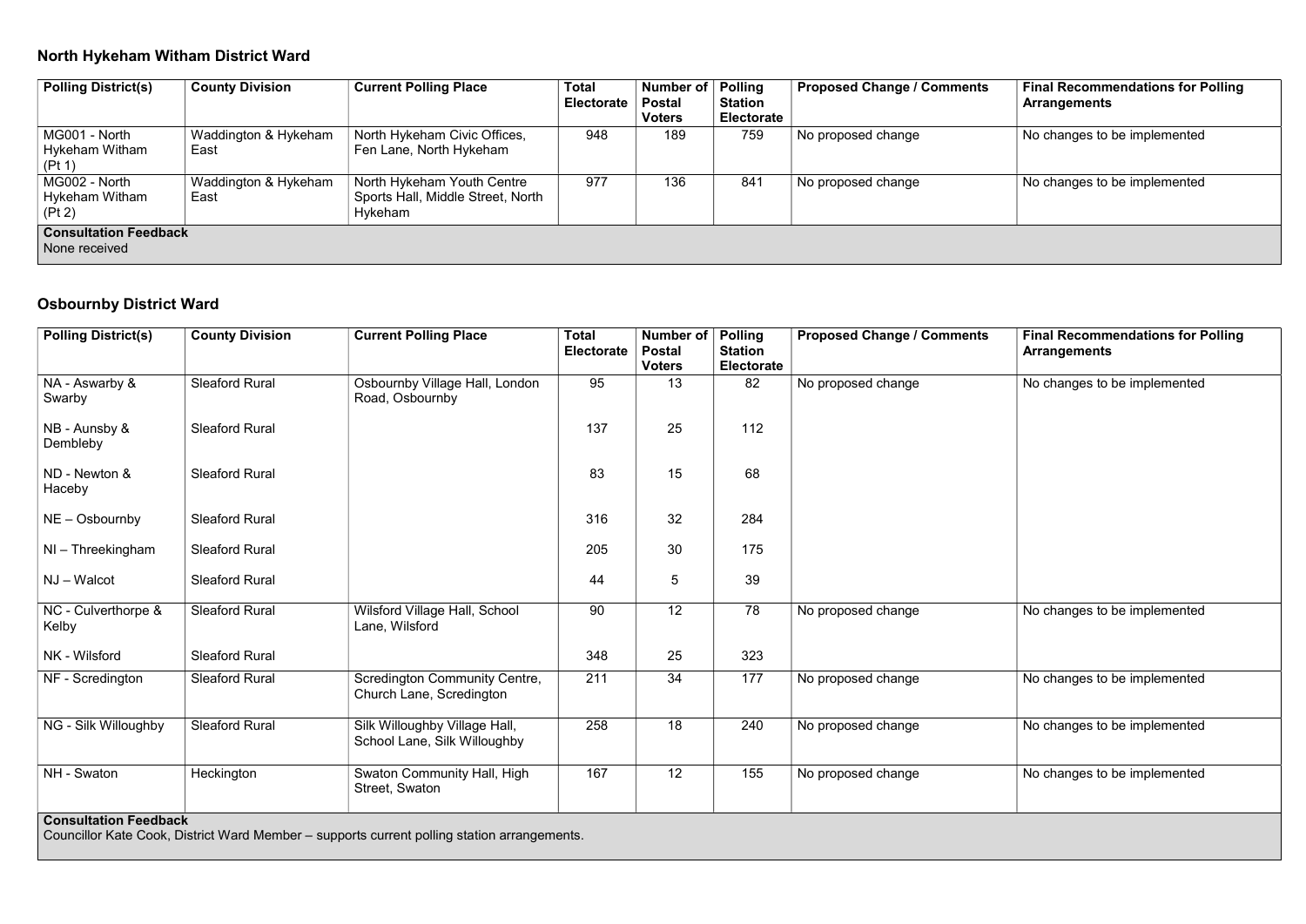## North Hykeham Witham District Ward

| Polling District(s) | County Division | Current Polling Place | Total Electorate | Number of Postal Voters | Polling Station Electorate | Proposed Change / Comments | Final Recommendations for Polling Arrangements |
|---|---|---|---|---|---|---|---|
| MG001 - North Hykeham Witham (Pt 1) | Waddington & Hykeham East | North Hykeham Civic Offices, Fen Lane, North Hykeham | 948 | 189 | 759 | No proposed change | No changes to be implemented |
| MG002 - North Hykeham Witham (Pt 2) | Waddington & Hykeham East | North Hykeham Youth Centre Sports Hall, Middle Street, North Hykeham | 977 | 136 | 841 | No proposed change | No changes to be implemented |
| **Consultation Feedback** None received | | | | | | | |

## Osbournby District Ward

| Polling District(s) | County Division | Current Polling Place | Total Electorate | Number of Postal Voters | Polling Station Electorate | Proposed Change / Comments | Final Recommendations for Polling Arrangements |
|---|---|---|---|---|---|---|---|
| NA - Aswarby & Swarby | Sleaford Rural | Osbournby Village Hall, London Road, Osbournby | 95 | 13 | 82 | No proposed change | No changes to be implemented |
| NB - Aunsby & Dembleby | Sleaford Rural | | 137 | 25 | 112 | | |
| ND - Newton & Haceby | Sleaford Rural | | 83 | 15 | 68 | | |
| NE – Osbournby | Sleaford Rural | | 316 | 32 | 284 | | |
| NI – Threekingham | Sleaford Rural | | 205 | 30 | 175 | | |
| NJ – Walcot | Sleaford Rural | | 44 | 5 | 39 | | |
| NC - Culverthorpe & Kelby | Sleaford Rural | Wilsford Village Hall, School Lane, Wilsford | 90 | 12 | 78 | No proposed change | No changes to be implemented |
| NK - Wilsford | Sleaford Rural | | 348 | 25 | 323 | | |
| NF - Scredington | Sleaford Rural | Scredington Community Centre, Church Lane, Scredington | 211 | 34 | 177 | No proposed change | No changes to be implemented |
| NG - Silk Willoughby | Sleaford Rural | Silk Willoughby Village Hall, School Lane, Silk Willoughby | 258 | 18 | 240 | No proposed change | No changes to be implemented |
| NH - Swaton | Heckington | Swaton Community Hall, High Street, Swaton | 167 | 12 | 155 | No proposed change | No changes to be implemented |
| **Consultation Feedback** Councillor Kate Cook, District Ward Member – supports current polling station arrangements. | | | | | | | |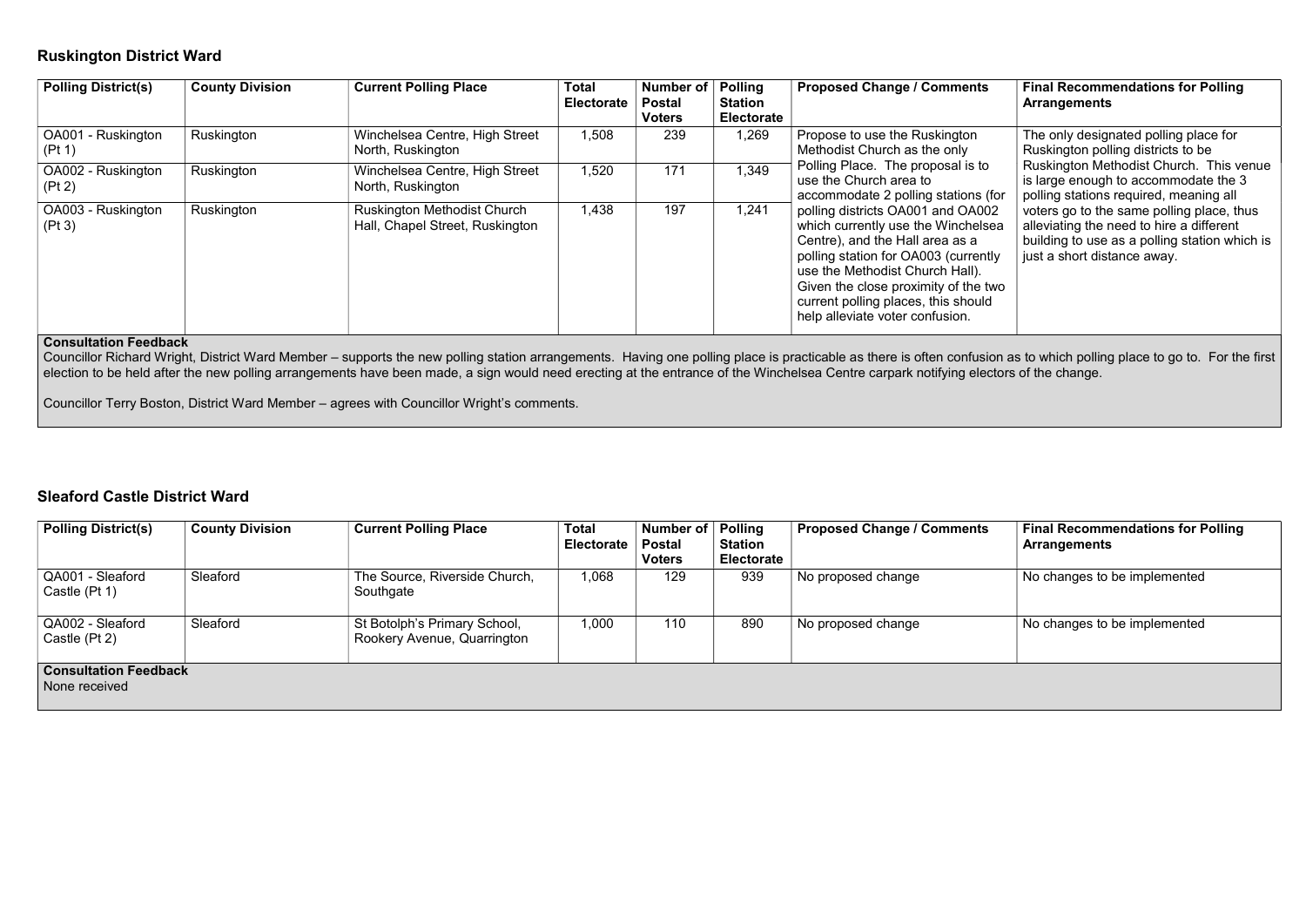## Ruskington District Ward

| Polling District(s) | County Division | Current Polling Place | Total Electorate | Number of Postal Voters | Polling Station Electorate | Proposed Change / Comments | Final Recommendations for Polling Arrangements |
|---|---|---|---|---|---|---|---|
| OA001 - Ruskington (Pt 1) | Ruskington | Winchelsea Centre, High Street North, Ruskington | 1,508 | 239 | 1,269 | Propose to use the Ruskington Methodist Church as the only Polling Place. The proposal is to use the Church area to accommodate 2 polling stations (for polling districts OA001 and OA002 which currently use the Winchelsea Centre), and the Hall area as a polling station for OA003 (currently use the Methodist Church Hall). Given the close proximity of the two current polling places, this should help alleviate voter confusion. | The only designated polling place for Ruskington polling districts to be Ruskington Methodist Church. This venue is large enough to accommodate the 3 polling stations required, meaning all voters go to the same polling place, thus alleviating the need to hire a different building to use as a polling station which is just a short distance away. |
| OA002 - Ruskington (Pt 2) | Ruskington | Winchelsea Centre, High Street North, Ruskington | 1,520 | 171 | 1,349 | | |
| OA003 - Ruskington (Pt 3) | Ruskington | Ruskington Methodist Church Hall, Chapel Street, Ruskington | 1,438 | 197 | 1,241 | | |

**Consultation Feedback**

Councillor Richard Wright, District Ward Member – supports the new polling station arrangements. Having one polling place is practicable as there is often confusion as to which polling place to go to. For the first election to be held after the new polling arrangements have been made, a sign would need erecting at the entrance of the Winchelsea Centre carpark notifying electors of the change.

Councillor Terry Boston, District Ward Member – agrees with Councillor Wright's comments.

## Sleaford Castle District Ward

| Polling District(s) | County Division | Current Polling Place | Total Electorate | Number of Postal Voters | Polling Station Electorate | Proposed Change / Comments | Final Recommendations for Polling Arrangements |
|---|---|---|---|---|---|---|---|
| QA001 - Sleaford Castle (Pt 1) | Sleaford | The Source, Riverside Church, Southgate | 1,068 | 129 | 939 | No proposed change | No changes to be implemented |
| QA002 - Sleaford Castle (Pt 2) | Sleaford | St Botolph's Primary School, Rookery Avenue, Quarrington | 1,000 | 110 | 890 | No proposed change | No changes to be implemented |

**Consultation Feedback**

None received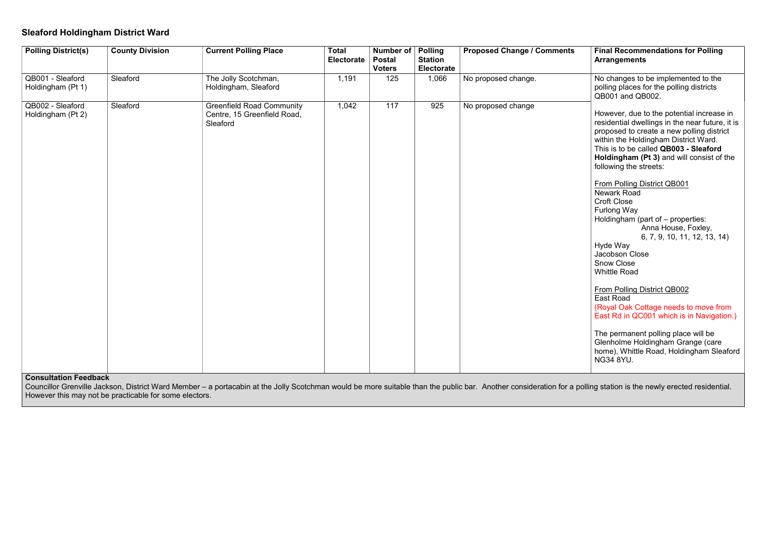## Sleaford Holdingham District Ward

| Polling District(s) | County Division | Current Polling Place | Total Electorate | Number of Postal Voters | Polling Station Electorate | Proposed Change / Comments | Final Recommendations for Polling Arrangements |
|---|---|---|---|---|---|---|---|
| QB001 - Sleaford Holdingham (Pt 1) | Sleaford | The Jolly Scotchman, Holdingham, Sleaford | 1,191 | 125 | 1,066 | No proposed change. | No changes to be implemented to the polling places for the polling districts QB001 and QB002.<br><br>However, due to the potential increase in residential dwellings in the near future, it is proposed to create a new polling district within the Holdingham District Ward. This is to be called **QB003 - Sleaford Holdingham (Pt 3)** and will consist of the following streets:<br><br>From Polling District QB001<br>Newark Road<br>Croft Close<br>Furlong Way<br>Holdingham (part of – properties: Anna House, Foxley, 6, 7, 9, 10, 11, 12, 13, 14)<br>Hyde Way<br>Jacobson Close<br>Snow Close<br>Whittle Road<br><br>From Polling District QB002<br>East Road<br>(Royal Oak Cottage needs to move from East Rd in QC001 which is in Navigation.)<br><br>The permanent polling place will be Glenholme Holdingham Grange (care home), Whittle Road, Holdingham Sleaford NG34 8YU. |
| QB002 - Sleaford Holdingham (Pt 2) | Sleaford | Greenfield Road Community Centre, 15 Greenfield Road, Sleaford | 1,042 | 117 | 925 | No proposed change | |

**Consultation Feedback**

Councillor Grenville Jackson, District Ward Member – a portacabin at the Jolly Scotchman would be more suitable than the public bar. Another consideration for a polling station is the newly erected residential. However this may not be practicable for some electors.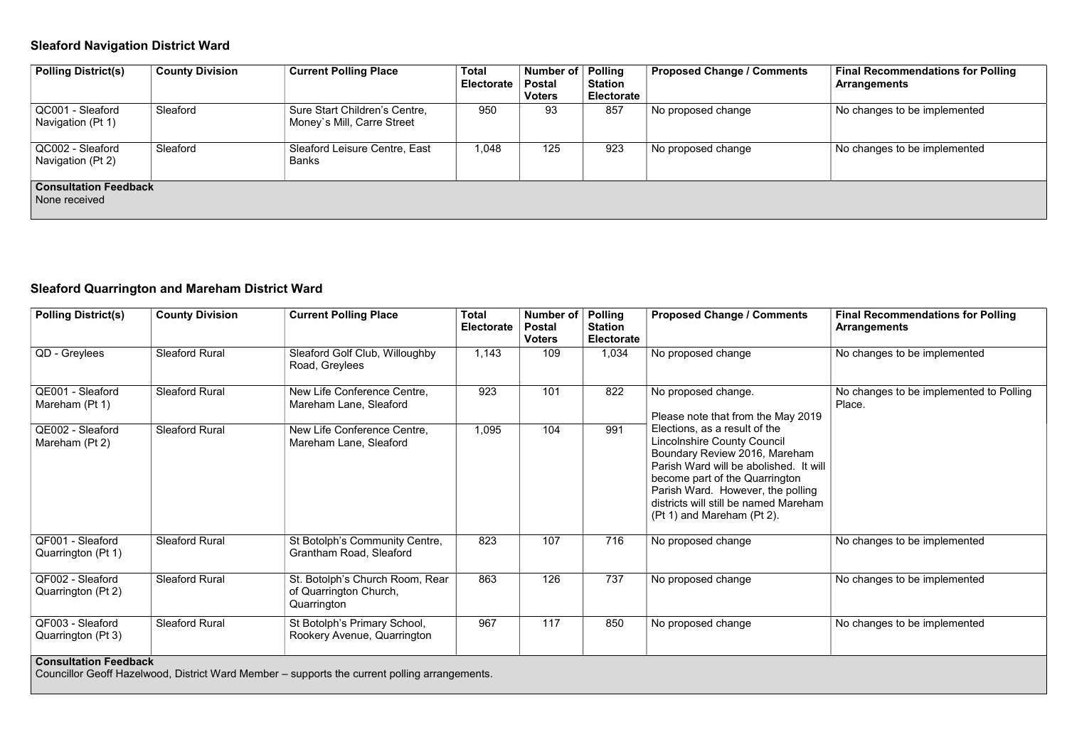## Sleaford Navigation District Ward

| Polling District(s) | County Division | Current Polling Place | Total Electorate | Number of Postal Voters | Polling Station Electorate | Proposed Change / Comments | Final Recommendations for Polling Arrangements |
|---|---|---|---|---|---|---|---|
| QC001 - Sleaford Navigation (Pt 1) | Sleaford | Sure Start Children's Centre, Money`s Mill, Carre Street | 950 | 93 | 857 | No proposed change | No changes to be implemented |
| QC002 - Sleaford Navigation (Pt 2) | Sleaford | Sleaford Leisure Centre, East Banks | 1,048 | 125 | 923 | No proposed change | No changes to be implemented |
| **Consultation Feedback** None received | | | | | | | |

## Sleaford Quarrington and Mareham District Ward

| Polling District(s) | County Division | Current Polling Place | Total Electorate | Number of Postal Voters | Polling Station Electorate | Proposed Change / Comments | Final Recommendations for Polling Arrangements |
|---|---|---|---|---|---|---|---|
| QD - Greylees | Sleaford Rural | Sleaford Golf Club, Willoughby Road, Greylees | 1,143 | 109 | 1,034 | No proposed change | No changes to be implemented |
| QE001 - Sleaford Mareham (Pt 1) | Sleaford Rural | New Life Conference Centre, Mareham Lane, Sleaford | 923 | 101 | 822 | No proposed change. Please note that from the May 2019 Elections, as a result of the Lincolnshire County Council Boundary Review 2016, Mareham Parish Ward will be abolished. It will become part of the Quarrington Parish Ward. However, the polling districts will still be named Mareham (Pt 1) and Mareham (Pt 2). | No changes to be implemented to Polling Place. |
| QE002 - Sleaford Mareham (Pt 2) | Sleaford Rural | New Life Conference Centre, Mareham Lane, Sleaford | 1,095 | 104 | 991 | | |
| QF001 - Sleaford Quarrington (Pt 1) | Sleaford Rural | St Botolph's Community Centre, Grantham Road, Sleaford | 823 | 107 | 716 | No proposed change | No changes to be implemented |
| QF002 - Sleaford Quarrington (Pt 2) | Sleaford Rural | St. Botolph's Church Room, Rear of Quarrington Church, Quarrington | 863 | 126 | 737 | No proposed change | No changes to be implemented |
| QF003 - Sleaford Quarrington (Pt 3) | Sleaford Rural | St Botolph's Primary School, Rookery Avenue, Quarrington | 967 | 117 | 850 | No proposed change | No changes to be implemented |
| **Consultation Feedback** Councillor Geoff Hazelwood, District Ward Member – supports the current polling arrangements. | | | | | | | |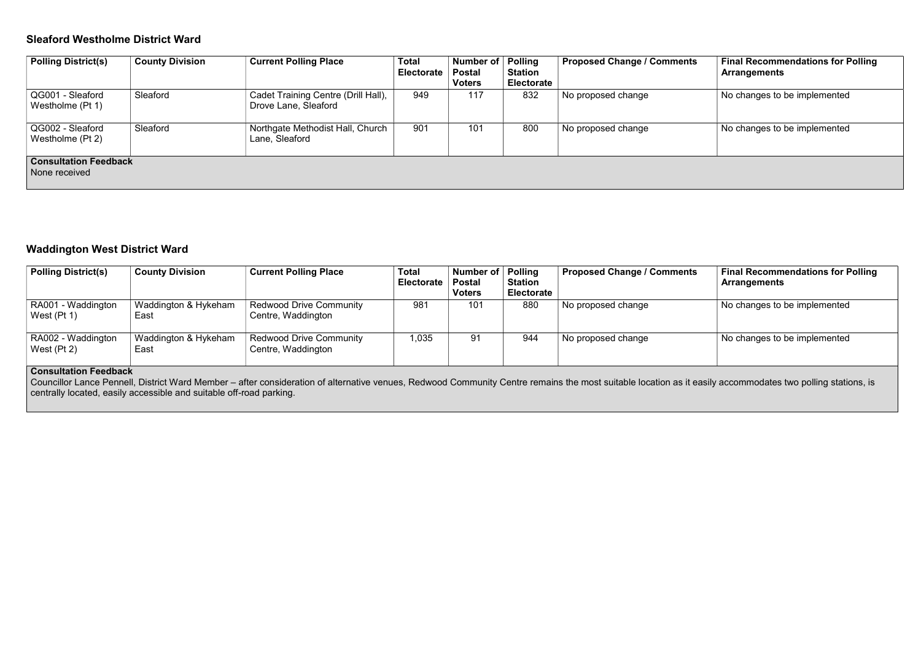## Sleaford Westholme District Ward

| Polling District(s) | County Division | Current Polling Place | Total Electorate | Number of Postal Voters | Polling Station Electorate | Proposed Change / Comments | Final Recommendations for Polling Arrangements |
|---|---|---|---|---|---|---|---|
| QG001 - Sleaford Westholme (Pt 1) | Sleaford | Cadet Training Centre (Drill Hall), Drove Lane, Sleaford | 949 | 117 | 832 | No proposed change | No changes to be implemented |
| QG002 - Sleaford Westholme (Pt 2) | Sleaford | Northgate Methodist Hall, Church Lane, Sleaford | 901 | 101 | 800 | No proposed change | No changes to be implemented |

**Consultation Feedback**

None received

## Waddington West District Ward

| Polling District(s) | County Division | Current Polling Place | Total Electorate | Number of Postal Voters | Polling Station Electorate | Proposed Change / Comments | Final Recommendations for Polling Arrangements |
|---|---|---|---|---|---|---|---|
| RA001 - Waddington West (Pt 1) | Waddington & Hykeham East | Redwood Drive Community Centre, Waddington | 981 | 101 | 880 | No proposed change | No changes to be implemented |
| RA002 - Waddington West (Pt 2) | Waddington & Hykeham East | Redwood Drive Community Centre, Waddington | 1,035 | 91 | 944 | No proposed change | No changes to be implemented |

**Consultation Feedback**

Councillor Lance Pennell, District Ward Member – after consideration of alternative venues, Redwood Community Centre remains the most suitable location as it easily accommodates two polling stations, is centrally located, easily accessible and suitable off-road parking.